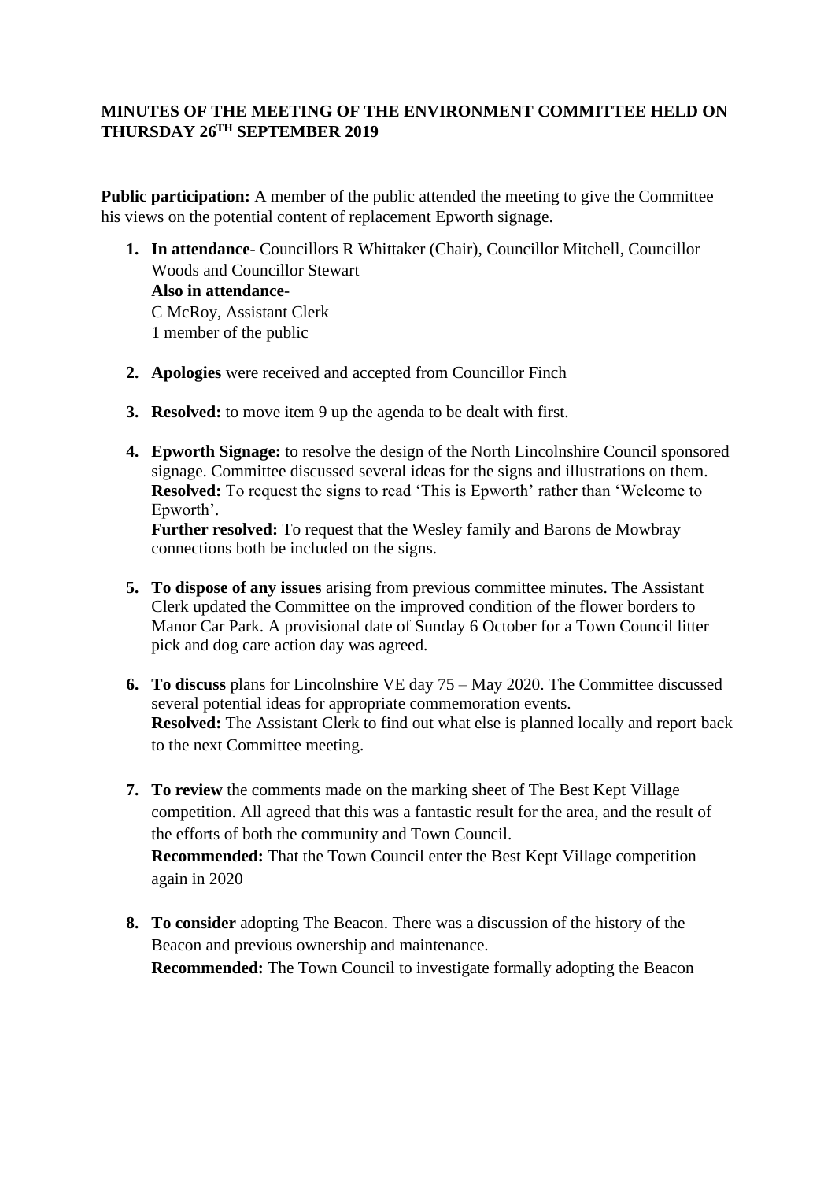**MINUTES OF THE MEETING OF THE ENVIRONMENT COMMITTEE HELD ON THURSDAY 26TH SEPTEMBER 2019**

**Public participation:** A member of the public attended the meeting to give the Committee his views on the potential content of replacement Epworth signage.

1. **In attendance**- Councillors R Whittaker (Chair), Councillor Mitchell, Councillor Woods and Councillor Stewart
   **Also in attendance**-
   C McRoy, Assistant Clerk
   1 member of the public

2. **Apologies** were received and accepted from Councillor Finch

3. **Resolved:** to move item 9 up the agenda to be dealt with first.

4. **Epworth Signage:** to resolve the design of the North Lincolnshire Council sponsored signage. Committee discussed several ideas for the signs and illustrations on them.
   **Resolved:** To request the signs to read 'This is Epworth' rather than 'Welcome to Epworth'.
   **Further resolved:** To request that the Wesley family and Barons de Mowbray connections both be included on the signs.

5. **To dispose of any issues** arising from previous committee minutes. The Assistant Clerk updated the Committee on the improved condition of the flower borders to Manor Car Park. A provisional date of Sunday 6 October for a Town Council litter pick and dog care action day was agreed.

6. **To discuss** plans for Lincolnshire VE day 75 – May 2020. The Committee discussed several potential ideas for appropriate commemoration events.
   **Resolved:** The Assistant Clerk to find out what else is planned locally and report back to the next Committee meeting.

7. **To review** the comments made on the marking sheet of The Best Kept Village competition. All agreed that this was a fantastic result for the area, and the result of the efforts of both the community and Town Council.
   **Recommended:** That the Town Council enter the Best Kept Village competition again in 2020

8. **To consider** adopting The Beacon. There was a discussion of the history of the Beacon and previous ownership and maintenance.
   **Recommended:** The Town Council to investigate formally adopting the Beacon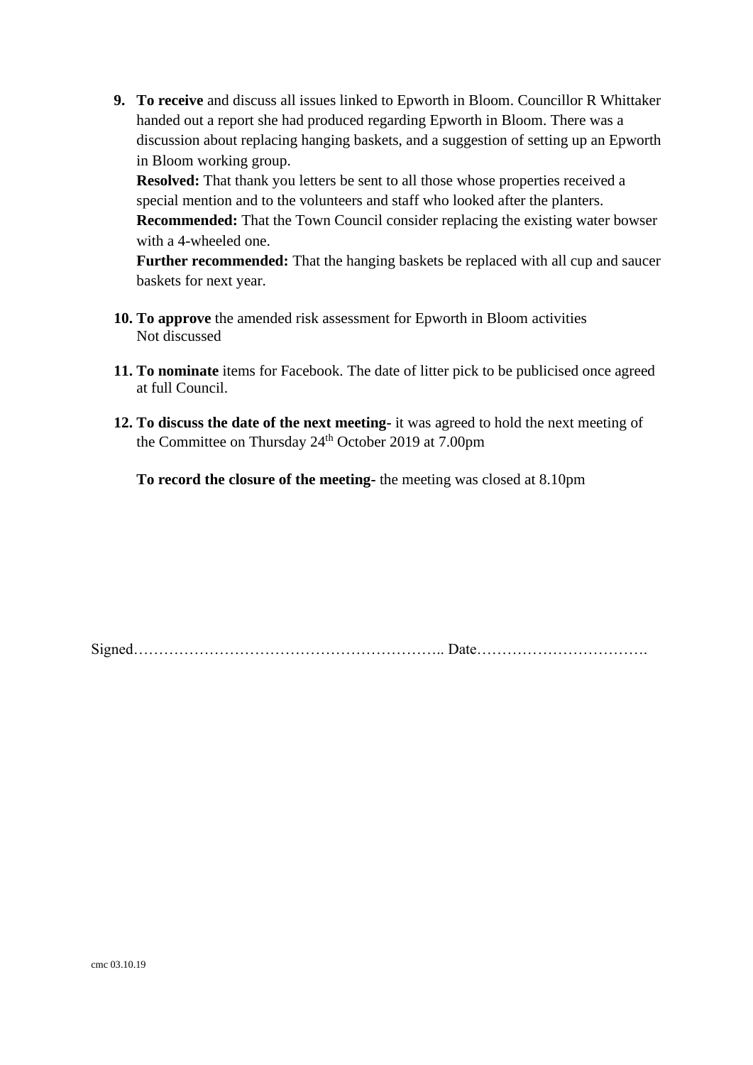9. **To receive** and discuss all issues linked to Epworth in Bloom. Councillor R Whittaker handed out a report she had produced regarding Epworth in Bloom. There was a discussion about replacing hanging baskets, and a suggestion of setting up an Epworth in Bloom working group.
   **Resolved:** That thank you letters be sent to all those whose properties received a special mention and to the volunteers and staff who looked after the planters.
   **Recommended:** That the Town Council consider replacing the existing water bowser with a 4-wheeled one.
   **Further recommended:** That the hanging baskets be replaced with all cup and saucer baskets for next year.

10. **To approve** the amended risk assessment for Epworth in Bloom activities
    Not discussed

11. **To nominate** items for Facebook. The date of litter pick to be publicised once agreed at full Council.

12. **To discuss the date of the next meeting-** it was agreed to hold the next meeting of the Committee on Thursday 24th October 2019 at 7.00pm

    **To record the closure of the meeting-** the meeting was closed at 8.10pm

Signed………………………………………………….. Date…………………………….

cmc 03.10.19